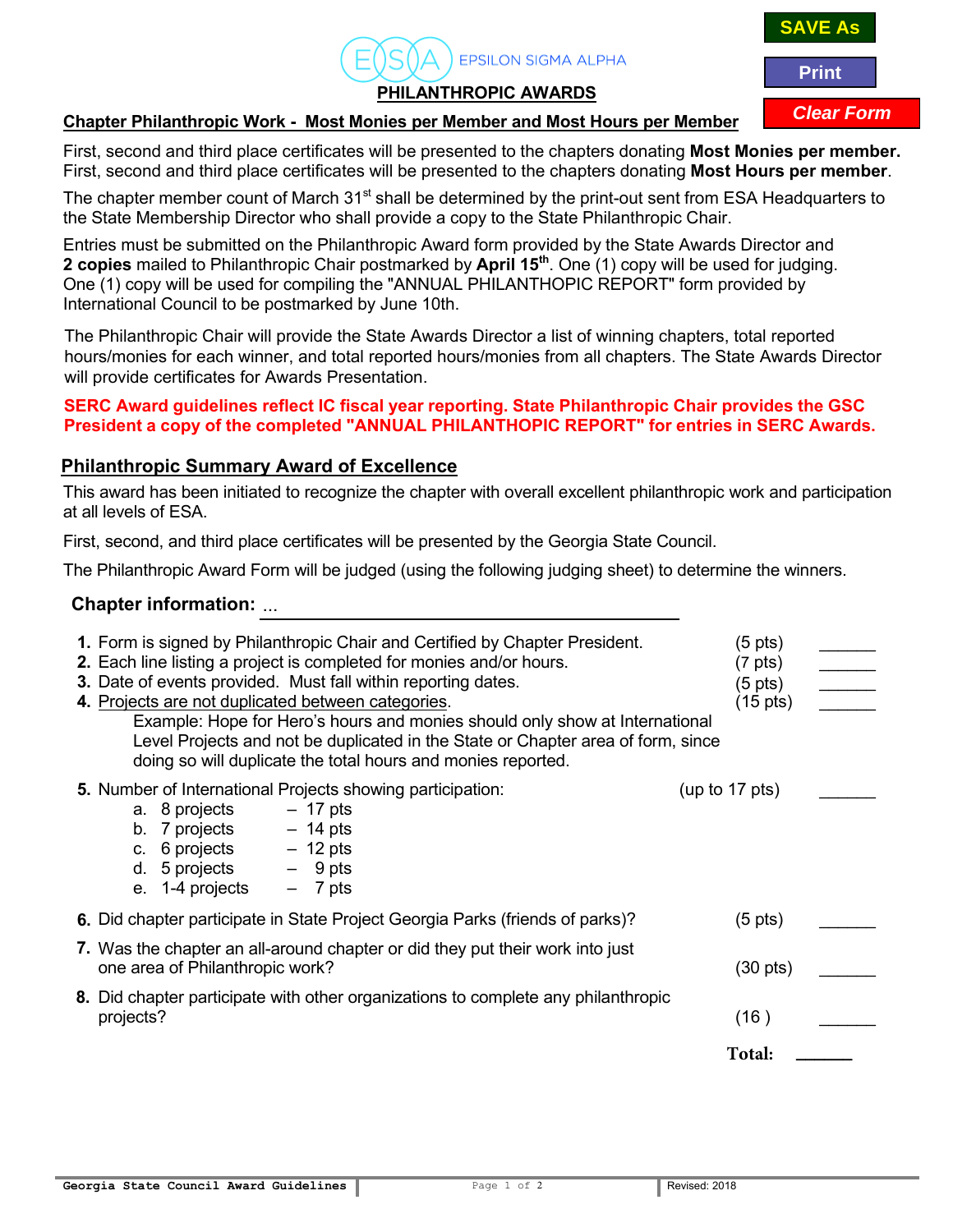EPSILON SIGMA ALPHA

**PHILANTHROPIC AWARDS**

SAVE As | Print | Clear Form

## Chapter Philanthropic Work - Most Monies per Member and Most Hours per Member

First, second and third place certificates will be presented to the chapters donating **Most Monies per member.** First, second and third place certificates will be presented to the chapters donating **Most Hours per member**.

The chapter member count of March 31st shall be determined by the print-out sent from ESA Headquarters to the State Membership Director who shall provide a copy to the State Philanthropic Chair.

Entries must be submitted on the Philanthropic Award form provided by the State Awards Director and **2 copies** mailed to Philanthropic Chair postmarked by **April 15th**. One (1) copy will be used for judging. One (1) copy will be used for compiling the "ANNUAL PHILANTHOPIC REPORT" form provided by International Council to be postmarked by June 10th.

The Philanthropic Chair will provide the State Awards Director a list of winning chapters, total reported hours/monies for each winner, and total reported hours/monies from all chapters. The State Awards Director will provide certificates for Awards Presentation.

**SERC Award guidelines reflect IC fiscal year reporting. State Philanthropic Chair provides the GSC President a copy of the completed "ANNUAL PHILANTHOPIC REPORT" for entries in SERC Awards.**

## Philanthropic Summary Award of Excellence

This award has been initiated to recognize the chapter with overall excellent philanthropic work and participation at all levels of ESA.

First, second, and third place certificates will be presented by the Georgia State Council.

The Philanthropic Award Form will be judged (using the following judging sheet) to determine the winners.

**Chapter information:** ...

1. Form is signed by Philanthropic Chair and Certified by Chapter President. (5 pts) ______
2. Each line listing a project is completed for monies and/or hours. (7 pts) ______
3. Date of events provided. Must fall within reporting dates. (5 pts) ______
4. Projects are not duplicated between categories. (15 pts) ______
   Example: Hope for Hero's hours and monies should only show at International Level Projects and not be duplicated in the State or Chapter area of form, since doing so will duplicate the total hours and monies reported.
5. Number of International Projects showing participation: (up to 17 pts) ______
   a. 8 projects – 17 pts
   b. 7 projects – 14 pts
   c. 6 projects – 12 pts
   d. 5 projects – 9 pts
   e. 1-4 projects – 7 pts
6. Did chapter participate in State Project Georgia Parks (friends of parks)? (5 pts) ______
7. Was the chapter an all-around chapter or did they put their work into just one area of Philanthropic work? (30 pts) ______
8. Did chapter participate with other organizations to complete any philanthropic projects? (16 ) ______

**Total:** ______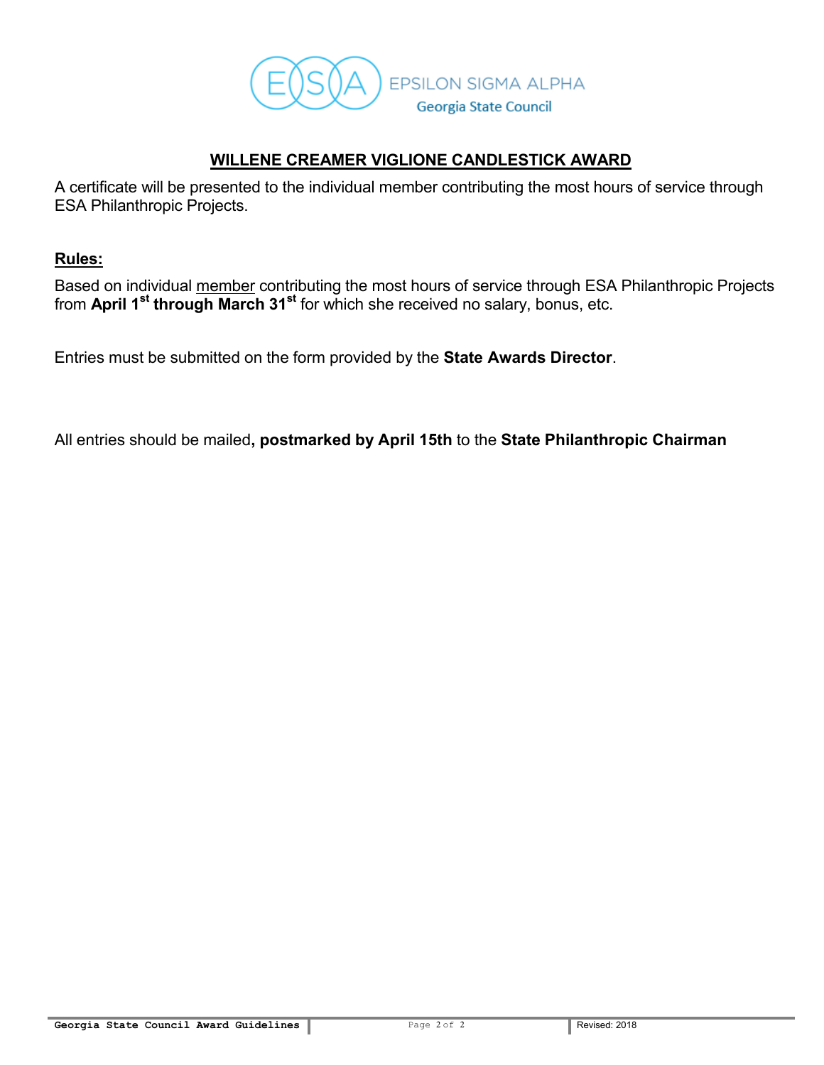EPSILON SIGMA ALPHA
Georgia State Council

## WILLENE CREAMER VIGLIONE CANDLESTICK AWARD

A certificate will be presented to the individual member contributing the most hours of service through ESA Philanthropic Projects.

**Rules:**

Based on individual member contributing the most hours of service through ESA Philanthropic Projects from **April 1st through March 31st** for which she received no salary, bonus, etc.

Entries must be submitted on the form provided by the **State Awards Director**.

All entries should be mailed**, postmarked by April 15th** to the **State Philanthropic Chairman**